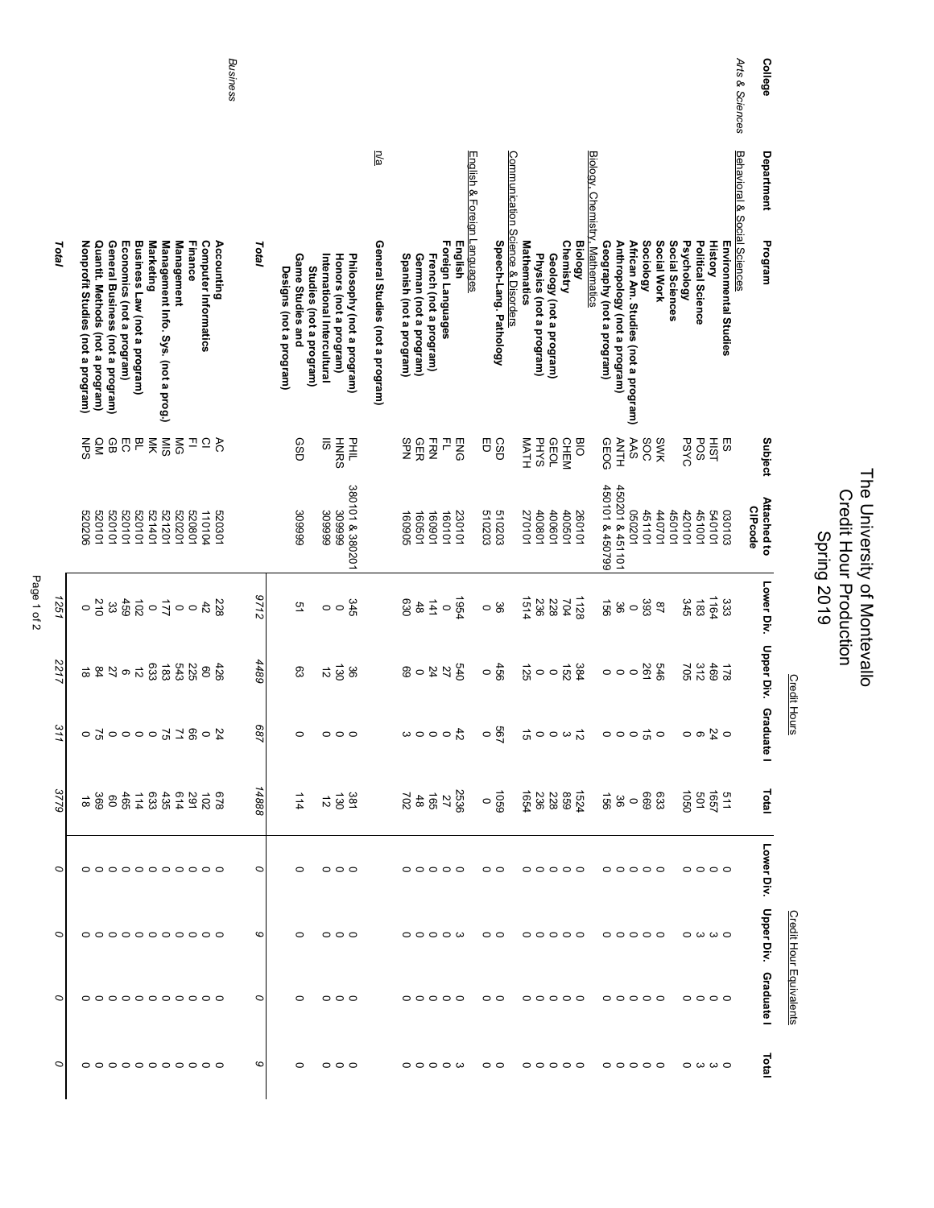# The University of Montevallo
## Credit Hour Production
## Spring 2019

| College | Department | Program | Subject | Attached to CIPcode | Credit Hours: Lower Div. | Credit Hours: Upper Div. | Credit Hours: Graduate I | Credit Hours: Total | Credit Hour Equivalents: Lower Div. | Credit Hour Equivalents: Upper Div. | Credit Hour Equivalents: Graduate I | Credit Hour Equivalents: Total |
|---|---|---|---|---|---|---|---|---|---|---|---|---|
| *Arts & Sciences* | Behavioral & Social Sciences | **Environmental Studies** | ES | 030103 | 333 | 178 | 0 | 511 | 0 | 0 | 0 | 0 |
| | | **History** | HIST | 540101 | 1164 | 469 | 24 | 1657 | 0 | 3 | 0 | 3 |
| | | **Political Science** | POS | 451001 | 183 | 312 | 6 | 501 | 0 | 3 | 0 | 3 |
| | | **Psychology** | PSYC | 420101 | 345 | 705 | 0 | 1050 | 0 | 0 | 0 | 0 |
| | | **Social Sciences** | | 450101 | | | | | | | | |
| | | **Social Work** | SWK | 440701 | 87 | 546 | 0 | 633 | 0 | 0 | 0 | 0 |
| | | **Sociology** | SOC | 451101 | 393 | 261 | 15 | 669 | 0 | 0 | 0 | 0 |
| | | **African Am. Studies (not a program)** | AAS | 050201 | 0 | 0 | 0 | 0 | 0 | 0 | 0 | 0 |
| | | **Anthropology (not a program)** | ANTH | 450201 & 451101 | 36 | 0 | 0 | 36 | 0 | 0 | 0 | 0 |
| | | **Geography (not a program)** | GEOG | 450101 & 450799 | 156 | 0 | 0 | 156 | 0 | 0 | 0 | 0 |
| | Biology, Chemistry, Mathematics | **Biology** | BIO | 260101 | 1128 | 384 | 12 | 1524 | 0 | 0 | 0 | 0 |
| | | **Chemistry** | CHEM | 400501 | 704 | 152 | 3 | 859 | 0 | 0 | 0 | 0 |
| | | **Geology (not a program)** | GEOL | 400601 | 228 | 0 | 0 | 228 | 0 | 0 | 0 | 0 |
| | | **Physics (not a program)** | PHYS | 400801 | 236 | 0 | 0 | 236 | 0 | 0 | 0 | 0 |
| | | **Mathematics** | MATH | 270101 | 1514 | 125 | 15 | 1654 | 0 | 0 | 0 | 0 |
| | Communication Science & Disorders | **Speech-Lang. Pathology** | CSD | 510203 | 36 | 456 | 567 | 1059 | 0 | 0 | 0 | 0 |
| | | | ED | 510203 | 0 | 0 | 0 | 0 | 0 | 0 | 0 | 0 |
| | English & Foreign Languages | **English** | ENG | 230101 | 1954 | 540 | 42 | 2536 | 0 | 3 | 0 | 3 |
| | | **Foreign Languages** | FL | 160101 | 0 | 27 | 0 | 27 | 0 | 0 | 0 | 0 |
| | | **French (not a program)** | FRN | 160901 | 141 | 24 | 0 | 165 | 0 | 0 | 0 | 0 |
| | | **German (not a program)** | GER | 160501 | 48 | 0 | 0 | 48 | 0 | 0 | 0 | 0 |
| | | **Spanish (not a program)** | SPN | 160905 | 630 | 69 | 3 | 702 | 0 | 0 | 0 | 0 |
| | n/a | **General Studies (not a program)** | | | | | | | | | | |
| | | **Philosophy (not a program)** | PHIL | 380101 & 380201 | 345 | 36 | 0 | 381 | 0 | 0 | 0 | 0 |
| | | **Honors (not a program)** | HNRS | 309999 | 0 | 130 | 0 | 130 | 0 | 0 | 0 | 0 |
| | | **International Intercultural Studies (not a program)** | IIS | 309999 | 0 | 12 | 0 | 12 | 0 | 0 | 0 | 0 |
| | | **Game Studies and Designs (not a program)** | GSD | 309999 | 51 | 63 | 0 | 114 | 0 | 0 | 0 | 0 |
| | | ***Total*** | | | *9712* | *4489* | *687* | *14888* | *0* | *9* | *0* | *9* |
| *Business* | | **Accounting** | AC | 520301 | 228 | 426 | 24 | 678 | 0 | 0 | 0 | 0 |
| | | **Computer Informatics** | CI | 110104 | 42 | 60 | 0 | 102 | 0 | 0 | 0 | 0 |
| | | **Finance** | FI | 520801 | 0 | 225 | 66 | 291 | 0 | 0 | 0 | 0 |
| | | **Management** | MG | 520201 | 0 | 543 | 71 | 614 | 0 | 0 | 0 | 0 |
| | | **Management Info. Sys. (not a prog.)** | MIS | 521201 | 177 | 183 | 75 | 435 | 0 | 0 | 0 | 0 |
| | | **Marketing** | MK | 521401 | 0 | 633 | 0 | 633 | 0 | 0 | 0 | 0 |
| | | **Business Law (not a program)** | BL | 520101 | 102 | 12 | 0 | 114 | 0 | 0 | 0 | 0 |
| | | **Economics (not a program)** | EC | 520101 | 459 | 6 | 0 | 465 | 0 | 0 | 0 | 0 |
| | | **General Business (not a program)** | GB | 520101 | 33 | 27 | 0 | 60 | 0 | 0 | 0 | 0 |
| | | **Quantit. Methods (not a program)** | QM | 520101 | 210 | 84 | 75 | 369 | 0 | 0 | 0 | 0 |
| | | **Nonprofit Studies (not a program)** | NPS | 520206 | 0 | 18 | 0 | 18 | 0 | 0 | 0 | 0 |
| | | ***Total*** | | | *1251* | *2217* | *311* | *3779* | *0* | *0* | *0* | *0* |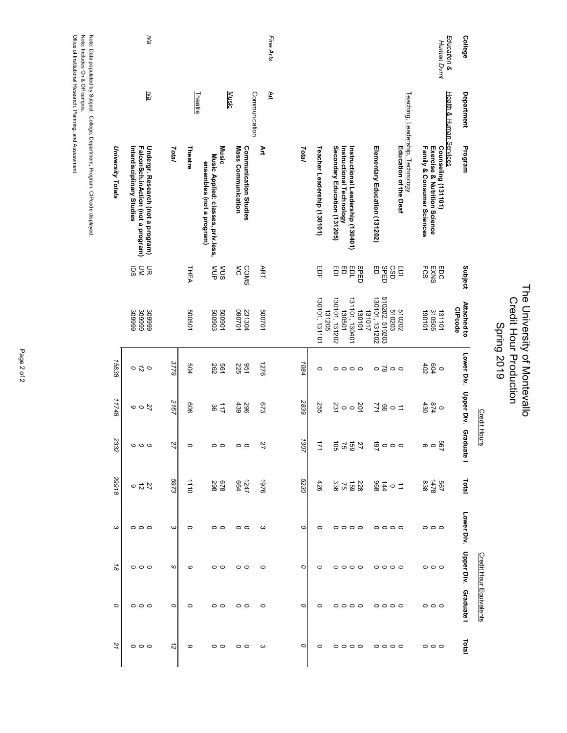# The University of Montevallo
## Credit Hour Production
### Spring 2019

| College | Department | Program | Subject | Attached to CIPcode | Credit Hours: Lower Div. | Credit Hours: Upper Div. | Credit Hours: Graduate I | Credit Hours: Total | Credit Hour Equivalents: Lower Div. | Credit Hour Equivalents: Upper Div. | Credit Hour Equivalents: Graduate I | Credit Hour Equivalents: Total |
|---|---|---|---|---|---|---|---|---|---|---|---|---|
| *Education & Human Dvmt* | Health & Human Services | **Counseling (131101)** | EDC | 131101 | 0 | 0 | 567 | 567 | 0 | 0 | 0 | 0 |
| | | **Exercise & Nutrition Science** | EXNS | 310505 | 604 | 874 | 0 | 1478 | 0 | 0 | 0 | 0 |
| | | **Family & Consumer Sciences** | FCS | 190101 | 402 | 430 | 6 | 838 | 0 | 0 | 0 | 0 |
| | Teaching, Leadership, Technology | **Education of the Deaf** | EDI | 510202 | 0 | 11 | 0 | 11 | 0 | 0 | 0 | 0 |
| | | | CSD | 510203 | 0 | 0 | 0 | 0 | 0 | 0 | 0 | 0 |
| | | | SPED | 510202, 510203 | 78 | 66 | 0 | 144 | 0 | 0 | 0 | 0 |
| | | **Elementary Education (131202)** | ED | 130101, 131202 | 0 | 771 | 197 | 968 | 0 | 0 | 0 | 0 |
| | | | SPED | 131017 | | | | | | | | |
| | | **Instructional Leadership (130401)** | EDL | 131101, 130401 | 0 | 201 | 27 | 228 | 0 | 0 | 0 | 0 |
| | | **Instructional Technology** | ED | 130501 | 0 | 0 | 159 | 159 | 0 | 0 | 0 | 0 |
| | | **Secondary Education (131205)** | EDI | 130101, 131202 | 0 | 0 | 75 | 75 | 0 | 0 | 0 | 0 |
| | | | | 131205 | 0 | 231 | 105 | 336 | 0 | 0 | 0 | 0 |
| | | **Teacher Leadership (130101)** | EDF | 130101, 131101 | 0 | 255 | 171 | 426 | 0 | 0 | 0 | 0 |
| | | ***Total*** | | | *1084* | *2839* | *1307* | *5230* | *0* | *0* | *0* | *0* |
| *Fine Arts* | Art | **Art** | ART | 500701 | 1276 | 673 | 27 | 1976 | 3 | 0 | 0 | 3 |
| | Communication | **Communication Studies** | COMS | 231304 | 951 | 296 | 0 | 1247 | 0 | 0 | 0 | 0 |
| | | **Mass Communication** | MC | 090701 | 225 | 439 | 0 | 664 | 0 | 0 | 0 | 0 |
| | Music | **Music** | MUS | 500901 | 561 | 117 | 0 | 678 | 0 | 0 | 0 | 0 |
| | | **Music Applied: classes, priv.less, ensembles (not a program)** | MUP | 500903 | 262 | 36 | 0 | 298 | 0 | 0 | 0 | 0 |
| | Theatre | **Theatre** | THEA | 500501 | 504 | 606 | 0 | 1110 | 0 | 9 | 0 | 9 |
| | | ***Total*** | | | *3779* | *2167* | *27* | *5973* | *3* | *9* | *0* | *12* |
| *n/a* | n/a | **Undergr. Research (not a program)** | UR | 309999 | 0 | 27 | 0 | 27 | 0 | 0 | 0 | 0 |
| | | **FalconSch.inAction (not a program)** | UM | 309999 | 12 | 0 | 0 | 12 | 0 | 0 | 0 | 0 |
| | | **Interdisciplinary Studies** | IDS | 309999 | 0 | 9 | 0 | 9 | 0 | 0 | 0 | 0 |
| | | ***University Totals*** | | | *15838* | *11748* | *2332* | *29918* | *3* | *18* | *0* | *21* |

Note: Data populated by Subject. College, Department, Program, CIPcode displayed.
Note: Includes On & Off campus.
Office of Institutional Research, Planning, and Assessment